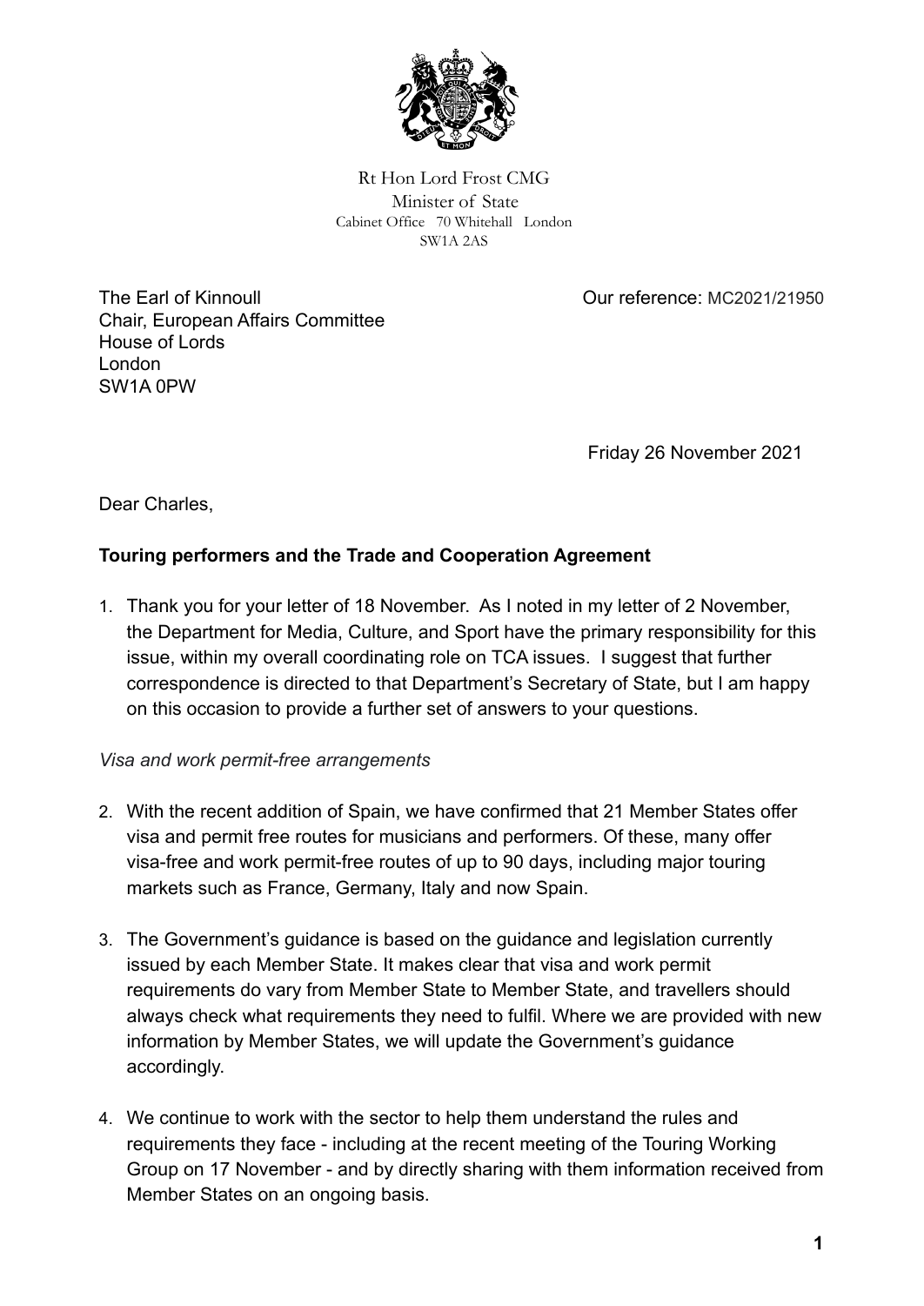Rt Hon Lord Frost CMG
Minister of State
Cabinet Office 70 Whitehall London
SW1A 2AS

The Earl of Kinnoull
Chair, European Affairs Committee
House of Lords
London
SW1A 0PW

Our reference: MC2021/21950

Friday 26 November 2021

Dear Charles,

**Touring performers and the Trade and Cooperation Agreement**

1. Thank you for your letter of 18 November. As I noted in my letter of 2 November, the Department for Media, Culture, and Sport have the primary responsibility for this issue, within my overall coordinating role on TCA issues. I suggest that further correspondence is directed to that Department's Secretary of State, but I am happy on this occasion to provide a further set of answers to your questions.

*Visa and work permit-free arrangements*

2. With the recent addition of Spain, we have confirmed that 21 Member States offer visa and permit free routes for musicians and performers. Of these, many offer visa-free and work permit-free routes of up to 90 days, including major touring markets such as France, Germany, Italy and now Spain.

3. The Government's guidance is based on the guidance and legislation currently issued by each Member State. It makes clear that visa and work permit requirements do vary from Member State to Member State, and travellers should always check what requirements they need to fulfil. Where we are provided with new information by Member States, we will update the Government's guidance accordingly.

4. We continue to work with the sector to help them understand the rules and requirements they face - including at the recent meeting of the Touring Working Group on 17 November - and by directly sharing with them information received from Member States on an ongoing basis.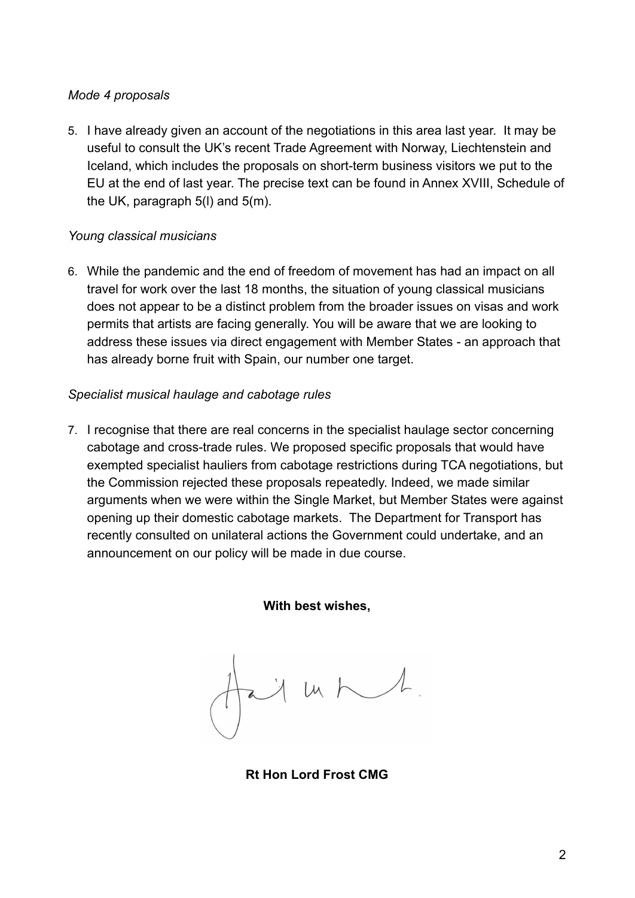*Mode 4 proposals*

5. I have already given an account of the negotiations in this area last year. It may be useful to consult the UK's recent Trade Agreement with Norway, Liechtenstein and Iceland, which includes the proposals on short-term business visitors we put to the EU at the end of last year. The precise text can be found in Annex XVIII, Schedule of the UK, paragraph 5(l) and 5(m).

*Young classical musicians*

6. While the pandemic and the end of freedom of movement has had an impact on all travel for work over the last 18 months, the situation of young classical musicians does not appear to be a distinct problem from the broader issues on visas and work permits that artists are facing generally. You will be aware that we are looking to address these issues via direct engagement with Member States - an approach that has already borne fruit with Spain, our number one target.

*Specialist musical haulage and cabotage rules*

7. I recognise that there are real concerns in the specialist haulage sector concerning cabotage and cross-trade rules. We proposed specific proposals that would have exempted specialist hauliers from cabotage restrictions during TCA negotiations, but the Commission rejected these proposals repeatedly. Indeed, we made similar arguments when we were within the Single Market, but Member States were against opening up their domestic cabotage markets. The Department for Transport has recently consulted on unilateral actions the Government could undertake, and an announcement on our policy will be made in due course.

**With best wishes,**

**Rt Hon Lord Frost CMG**